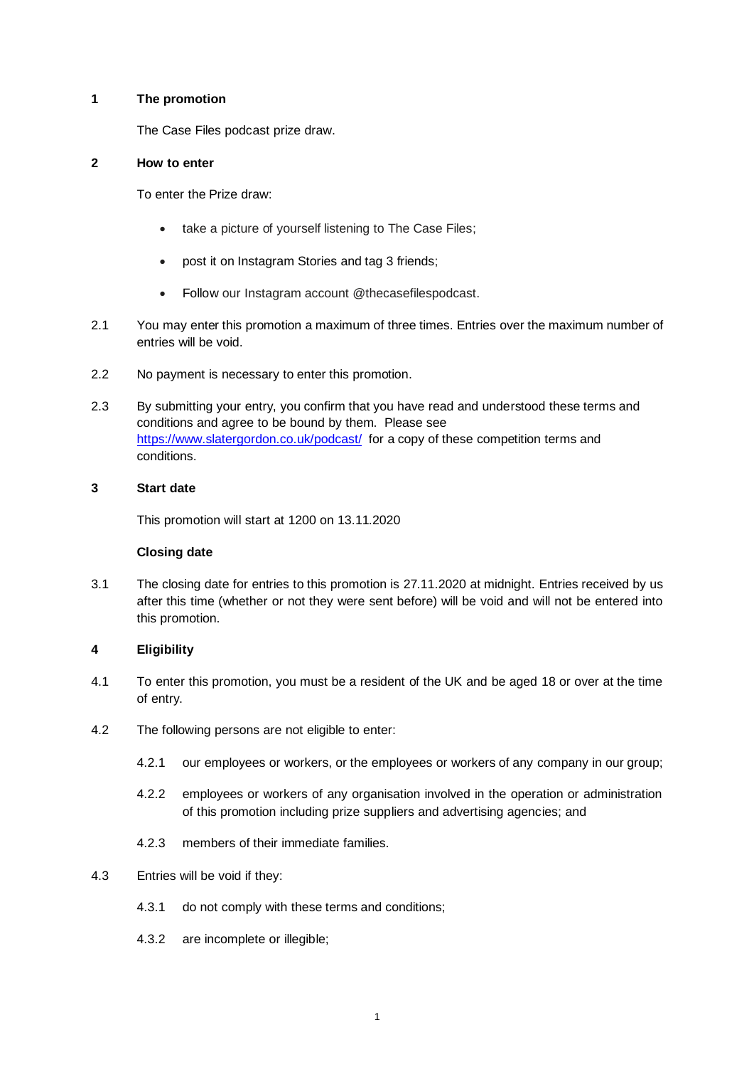## 1 The promotion

The Case Files podcast prize draw.

## 2 How to enter

To enter the Prize draw:

- take a picture of yourself listening to The Case Files;
- post it on Instagram Stories and tag 3 friends;
- Follow our Instagram account @thecasefilespodcast.

2.1 You may enter this promotion a maximum of three times. Entries over the maximum number of entries will be void.

2.2 No payment is necessary to enter this promotion.

2.3 By submitting your entry, you confirm that you have read and understood these terms and conditions and agree to be bound by them. Please see https://www.slatergordon.co.uk/podcast/ for a copy of these competition terms and conditions.

## 3 Start date

This promotion will start at 1200 on 13.11.2020

**Closing date**

3.1 The closing date for entries to this promotion is 27.11.2020 at midnight. Entries received by us after this time (whether or not they were sent before) will be void and will not be entered into this promotion.

## 4 Eligibility

4.1 To enter this promotion, you must be a resident of the UK and be aged 18 or over at the time of entry.

4.2 The following persons are not eligible to enter:

4.2.1 our employees or workers, or the employees or workers of any company in our group;

4.2.2 employees or workers of any organisation involved in the operation or administration of this promotion including prize suppliers and advertising agencies; and

4.2.3 members of their immediate families.

4.3 Entries will be void if they:

4.3.1 do not comply with these terms and conditions;

4.3.2 are incomplete or illegible;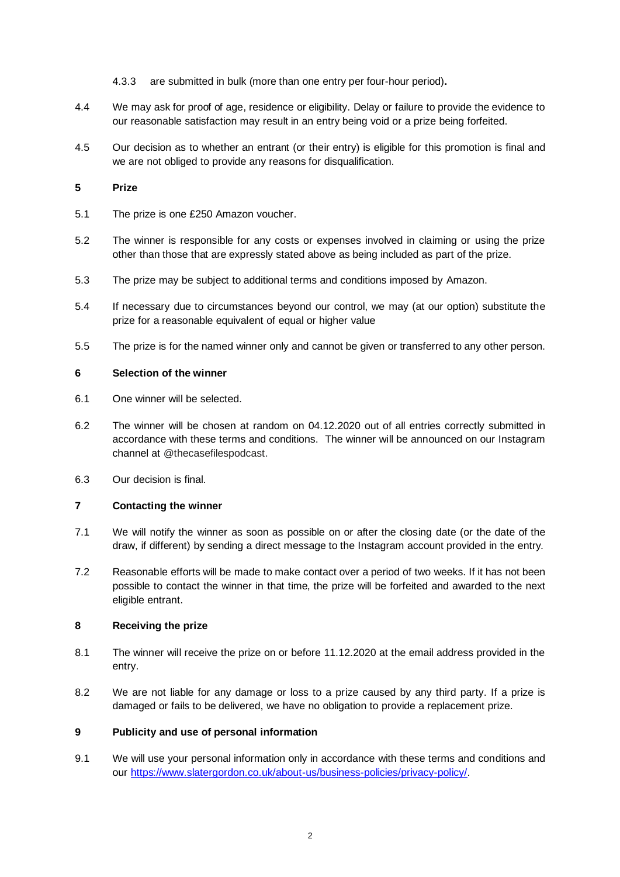4.3.3 are submitted in bulk (more than one entry per four-hour period).

4.4 We may ask for proof of age, residence or eligibility. Delay or failure to provide the evidence to our reasonable satisfaction may result in an entry being void or a prize being forfeited.

4.5 Our decision as to whether an entrant (or their entry) is eligible for this promotion is final and we are not obliged to provide any reasons for disqualification.

**5 Prize**

5.1 The prize is one £250 Amazon voucher.

5.2 The winner is responsible for any costs or expenses involved in claiming or using the prize other than those that are expressly stated above as being included as part of the prize.

5.3 The prize may be subject to additional terms and conditions imposed by Amazon.

5.4 If necessary due to circumstances beyond our control, we may (at our option) substitute the prize for a reasonable equivalent of equal or higher value

5.5 The prize is for the named winner only and cannot be given or transferred to any other person.

**6 Selection of the winner**

6.1 One winner will be selected.

6.2 The winner will be chosen at random on 04.12.2020 out of all entries correctly submitted in accordance with these terms and conditions. The winner will be announced on our Instagram channel at @thecasefilespodcast.

6.3 Our decision is final.

**7 Contacting the winner**

7.1 We will notify the winner as soon as possible on or after the closing date (or the date of the draw, if different) by sending a direct message to the Instagram account provided in the entry.

7.2 Reasonable efforts will be made to make contact over a period of two weeks. If it has not been possible to contact the winner in that time, the prize will be forfeited and awarded to the next eligible entrant.

**8 Receiving the prize**

8.1 The winner will receive the prize on or before 11.12.2020 at the email address provided in the entry.

8.2 We are not liable for any damage or loss to a prize caused by any third party. If a prize is damaged or fails to be delivered, we have no obligation to provide a replacement prize.

**9 Publicity and use of personal information**

9.1 We will use your personal information only in accordance with these terms and conditions and our [https://www.slatergordon.co.uk/about-us/business-policies/privacy-policy/](https://www.slatergordon.co.uk/about-us/business-policies/privacy-policy/).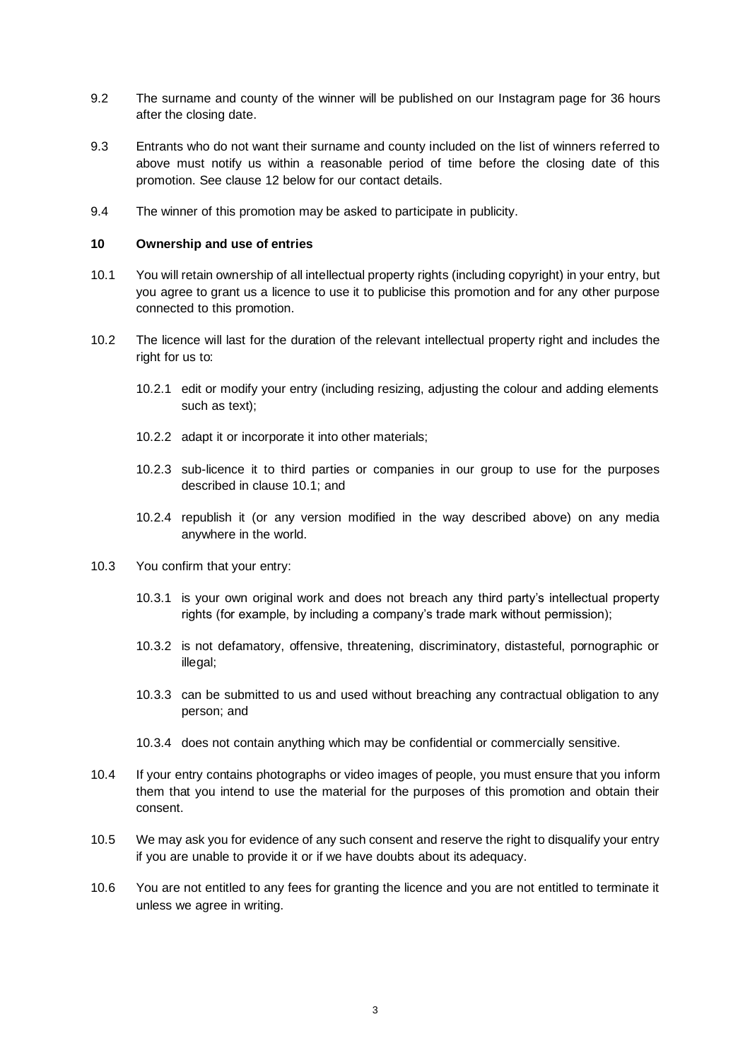9.2 The surname and county of the winner will be published on our Instagram page for 36 hours after the closing date.

9.3 Entrants who do not want their surname and county included on the list of winners referred to above must notify us within a reasonable period of time before the closing date of this promotion. See clause 12 below for our contact details.

9.4 The winner of this promotion may be asked to participate in publicity.

**10 Ownership and use of entries**

10.1 You will retain ownership of all intellectual property rights (including copyright) in your entry, but you agree to grant us a licence to use it to publicise this promotion and for any other purpose connected to this promotion.

10.2 The licence will last for the duration of the relevant intellectual property right and includes the right for us to:

10.2.1 edit or modify your entry (including resizing, adjusting the colour and adding elements such as text);

10.2.2 adapt it or incorporate it into other materials;

10.2.3 sub-licence it to third parties or companies in our group to use for the purposes described in clause 10.1; and

10.2.4 republish it (or any version modified in the way described above) on any media anywhere in the world.

10.3 You confirm that your entry:

10.3.1 is your own original work and does not breach any third party's intellectual property rights (for example, by including a company's trade mark without permission);

10.3.2 is not defamatory, offensive, threatening, discriminatory, distasteful, pornographic or illegal;

10.3.3 can be submitted to us and used without breaching any contractual obligation to any person; and

10.3.4 does not contain anything which may be confidential or commercially sensitive.

10.4 If your entry contains photographs or video images of people, you must ensure that you inform them that you intend to use the material for the purposes of this promotion and obtain their consent.

10.5 We may ask you for evidence of any such consent and reserve the right to disqualify your entry if you are unable to provide it or if we have doubts about its adequacy.

10.6 You are not entitled to any fees for granting the licence and you are not entitled to terminate it unless we agree in writing.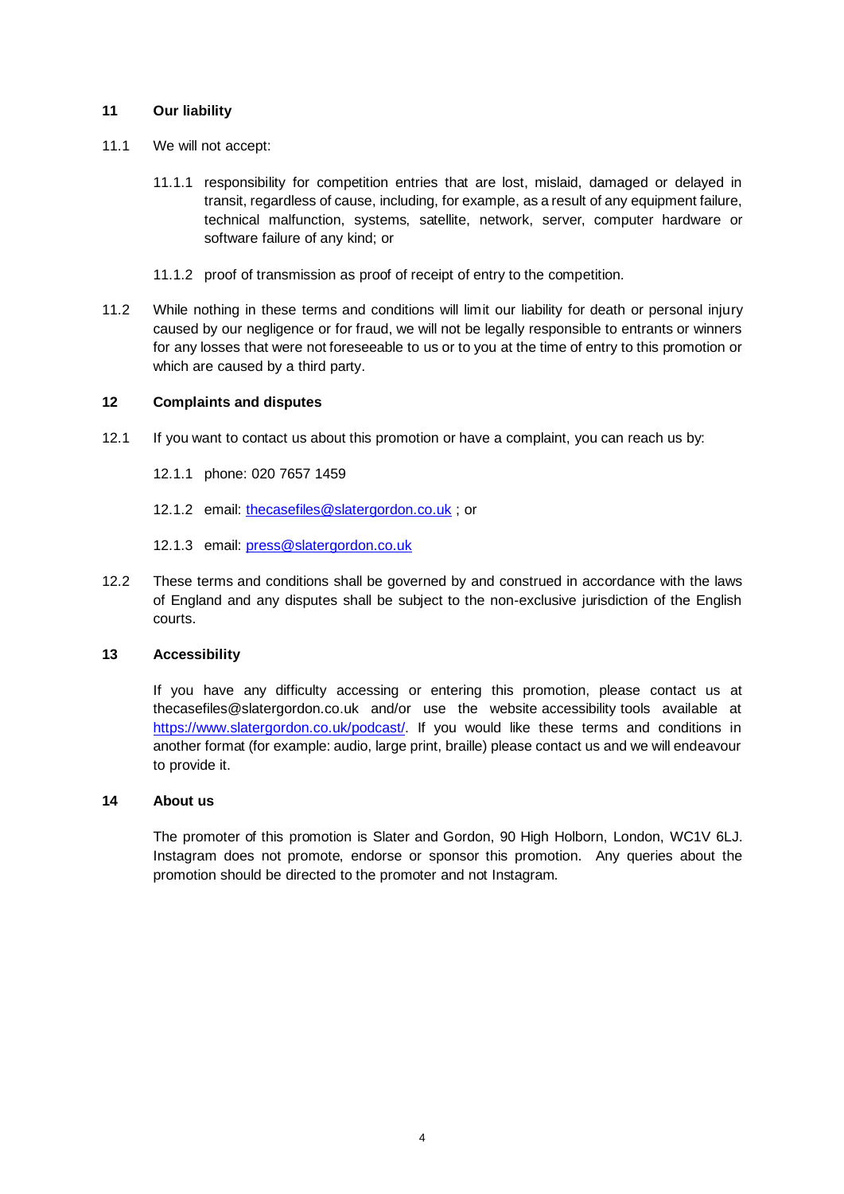## 11 Our liability

11.1 We will not accept:

11.1.1 responsibility for competition entries that are lost, mislaid, damaged or delayed in transit, regardless of cause, including, for example, as a result of any equipment failure, technical malfunction, systems, satellite, network, server, computer hardware or software failure of any kind; or

11.1.2 proof of transmission as proof of receipt of entry to the competition.

11.2 While nothing in these terms and conditions will limit our liability for death or personal injury caused by our negligence or for fraud, we will not be legally responsible to entrants or winners for any losses that were not foreseeable to us or to you at the time of entry to this promotion or which are caused by a third party.

## 12 Complaints and disputes

12.1 If you want to contact us about this promotion or have a complaint, you can reach us by:

12.1.1 phone: 020 7657 1459

12.1.2 email: thecasefiles@slatergordon.co.uk ; or

12.1.3 email: press@slatergordon.co.uk

12.2 These terms and conditions shall be governed by and construed in accordance with the laws of England and any disputes shall be subject to the non-exclusive jurisdiction of the English courts.

## 13 Accessibility

If you have any difficulty accessing or entering this promotion, please contact us at thecasefiles@slatergordon.co.uk and/or use the website accessibility tools available at https://www.slatergordon.co.uk/podcast/. If you would like these terms and conditions in another format (for example: audio, large print, braille) please contact us and we will endeavour to provide it.

## 14 About us

The promoter of this promotion is Slater and Gordon, 90 High Holborn, London, WC1V 6LJ. Instagram does not promote, endorse or sponsor this promotion. Any queries about the promotion should be directed to the promoter and not Instagram.